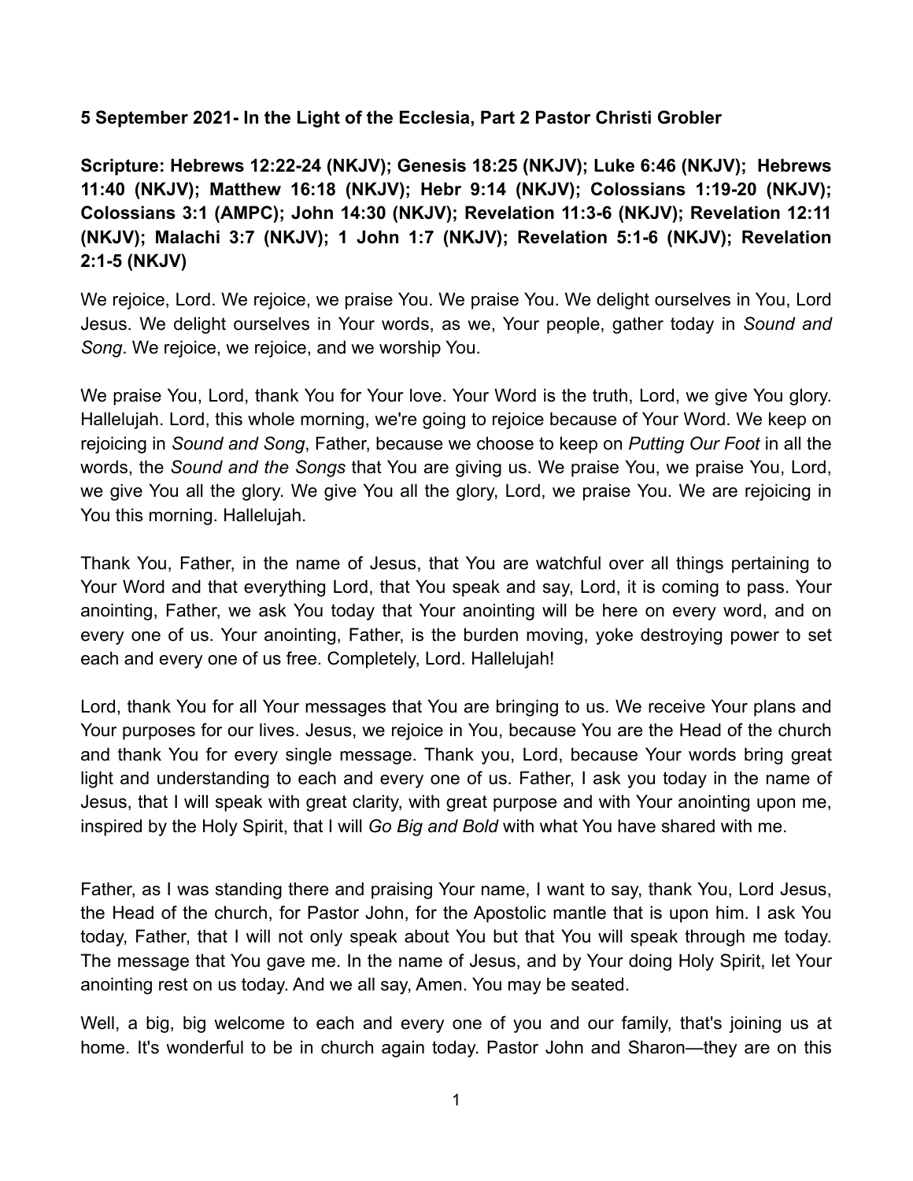**5 September 2021- In the Light of the Ecclesia, Part 2 Pastor Christi Grobler**

**Scripture: Hebrews 12:22-24 (NKJV); Genesis 18:25 (NKJV); Luke 6:46 (NKJV); Hebrews 11:40 (NKJV); Matthew 16:18 (NKJV); Hebr 9:14 (NKJV); Colossians 1:19-20 (NKJV); Colossians 3:1 (AMPC); John 14:30 (NKJV); Revelation 11:3-6 (NKJV); Revelation 12:11 (NKJV); Malachi 3:7 (NKJV); 1 John 1:7 (NKJV); Revelation 5:1-6 (NKJV); Revelation 2:1-5 (NKJV)**

We rejoice, Lord. We rejoice, we praise You. We praise You. We delight ourselves in You, Lord Jesus. We delight ourselves in Your words, as we, Your people, gather today in *Sound and Song*. We rejoice, we rejoice, and we worship You.

We praise You, Lord, thank You for Your love. Your Word is the truth, Lord, we give You glory. Hallelujah. Lord, this whole morning, we're going to rejoice because of Your Word. We keep on rejoicing in *Sound and Song*, Father, because we choose to keep on *Putting Our Foot* in all the words, the *Sound and the Songs* that You are giving us. We praise You, we praise You, Lord, we give You all the glory. We give You all the glory, Lord, we praise You. We are rejoicing in You this morning. Hallelujah.

Thank You, Father, in the name of Jesus, that You are watchful over all things pertaining to Your Word and that everything Lord, that You speak and say, Lord, it is coming to pass. Your anointing, Father, we ask You today that Your anointing will be here on every word, and on every one of us. Your anointing, Father, is the burden moving, yoke destroying power to set each and every one of us free. Completely, Lord. Hallelujah!

Lord, thank You for all Your messages that You are bringing to us. We receive Your plans and Your purposes for our lives. Jesus, we rejoice in You, because You are the Head of the church and thank You for every single message. Thank you, Lord, because Your words bring great light and understanding to each and every one of us. Father, I ask you today in the name of Jesus, that I will speak with great clarity, with great purpose and with Your anointing upon me, inspired by the Holy Spirit, that I will *Go Big and Bold* with what You have shared with me.

Father, as I was standing there and praising Your name, I want to say, thank You, Lord Jesus, the Head of the church, for Pastor John, for the Apostolic mantle that is upon him. I ask You today, Father, that I will not only speak about You but that You will speak through me today. The message that You gave me. In the name of Jesus, and by Your doing Holy Spirit, let Your anointing rest on us today. And we all say, Amen. You may be seated.

Well, a big, big welcome to each and every one of you and our family, that's joining us at home. It's wonderful to be in church again today. Pastor John and Sharon—they are on this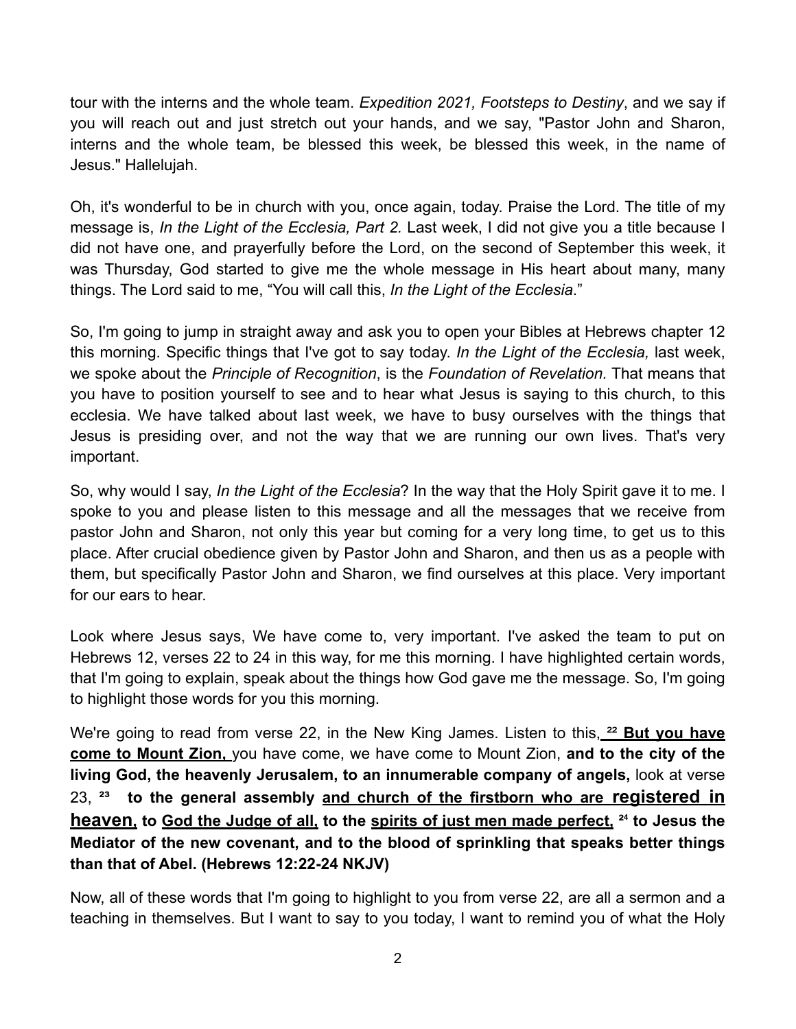tour with the interns and the whole team. *Expedition 2021, Footsteps to Destiny*, and we say if you will reach out and just stretch out your hands, and we say, "Pastor John and Sharon, interns and the whole team, be blessed this week, be blessed this week, in the name of Jesus." Hallelujah.

Oh, it's wonderful to be in church with you, once again, today. Praise the Lord. The title of my message is, *In the Light of the Ecclesia, Part 2.* Last week, I did not give you a title because I did not have one, and prayerfully before the Lord, on the second of September this week, it was Thursday, God started to give me the whole message in His heart about many, many things. The Lord said to me, "You will call this, *In the Light of the Ecclesia*."

So, I'm going to jump in straight away and ask you to open your Bibles at Hebrews chapter 12 this morning. Specific things that I've got to say today. *In the Light of the Ecclesia,* last week, we spoke about the *Principle of Recognition*, is the *Foundation of Revelation.* That means that you have to position yourself to see and to hear what Jesus is saying to this church, to this ecclesia. We have talked about last week, we have to busy ourselves with the things that Jesus is presiding over, and not the way that we are running our own lives. That's very important.

So, why would I say, *In the Light of the Ecclesia*? In the way that the Holy Spirit gave it to me. I spoke to you and please listen to this message and all the messages that we receive from pastor John and Sharon, not only this year but coming for a very long time, to get us to this place. After crucial obedience given by Pastor John and Sharon, and then us as a people with them, but specifically Pastor John and Sharon, we find ourselves at this place. Very important for our ears to hear.

Look where Jesus says, We have come to, very important. I've asked the team to put on Hebrews 12, verses 22 to 24 in this way, for me this morning. I have highlighted certain words, that I'm going to explain, speak about the things how God gave me the message. So, I'm going to highlight those words for you this morning.

We're going to read from verse 22, in the New King James. Listen to this, **[22] <u>But you have come to Mount Zion,</u>** you have come, we have come to Mount Zion, **and to the city of the living God, the heavenly Jerusalem, to an innumerable company of angels,** look at verse 23, **[23] to the general assembly <u>and church of the firstborn who are registered in heaven,</u> to <u>God the Judge of all,</u> to the <u>spirits of just men made perfect,</u> [24] to Jesus the Mediator of the new covenant, and to the blood of sprinkling that speaks better things than that of Abel. (Hebrews 12:22-24 NKJV)**

Now, all of these words that I'm going to highlight to you from verse 22, are all a sermon and a teaching in themselves. But I want to say to you today, I want to remind you of what the Holy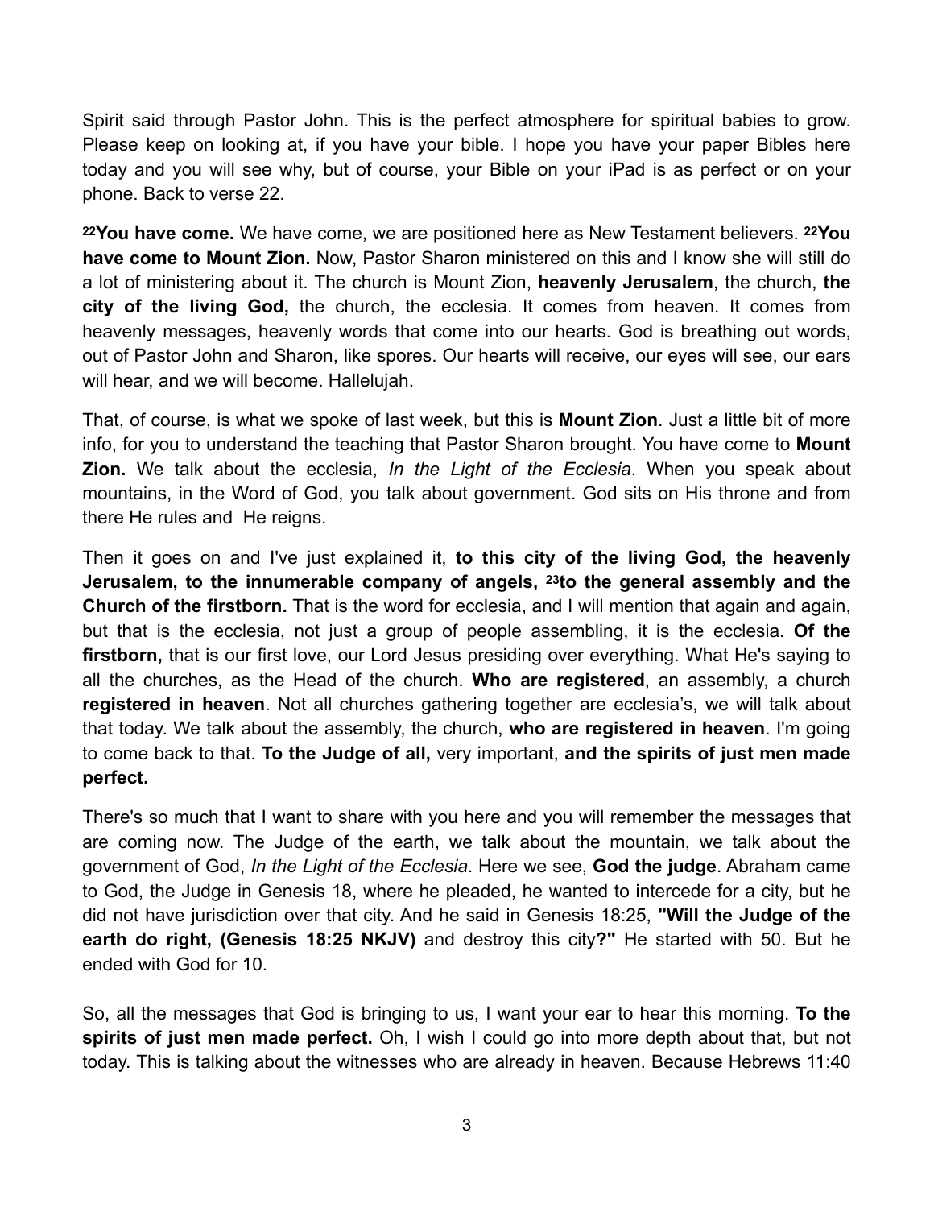Spirit said through Pastor John. This is the perfect atmosphere for spiritual babies to grow. Please keep on looking at, if you have your bible. I hope you have your paper Bibles here today and you will see why, but of course, your Bible on your iPad is as perfect or on your phone. Back to verse 22.

**[22]You have come.** We have come, we are positioned here as New Testament believers. **[22]You have come to Mount Zion.** Now, Pastor Sharon ministered on this and I know she will still do a lot of ministering about it. The church is Mount Zion, **heavenly Jerusalem**, the church, **the city of the living God,** the church, the ecclesia. It comes from heaven. It comes from heavenly messages, heavenly words that come into our hearts. God is breathing out words, out of Pastor John and Sharon, like spores. Our hearts will receive, our eyes will see, our ears will hear, and we will become. Hallelujah.

That, of course, is what we spoke of last week, but this is **Mount Zion**. Just a little bit of more info, for you to understand the teaching that Pastor Sharon brought. You have come to **Mount Zion.** We talk about the ecclesia, *In the Light of the Ecclesia*. When you speak about mountains, in the Word of God, you talk about government. God sits on His throne and from there He rules and He reigns.

Then it goes on and I've just explained it, **to this city of the living God, the heavenly Jerusalem, to the innumerable company of angels, [23]to the general assembly and the Church of the firstborn.** That is the word for ecclesia, and I will mention that again and again, but that is the ecclesia, not just a group of people assembling, it is the ecclesia. **Of the firstborn,** that is our first love, our Lord Jesus presiding over everything. What He's saying to all the churches, as the Head of the church. **Who are registered**, an assembly, a church **registered in heaven**. Not all churches gathering together are ecclesia's, we will talk about that today. We talk about the assembly, the church, **who are registered in heaven**. I'm going to come back to that. **To the Judge of all,** very important, **and the spirits of just men made perfect.**

There's so much that I want to share with you here and you will remember the messages that are coming now. The Judge of the earth, we talk about the mountain, we talk about the government of God, *In the Light of the Ecclesia*. Here we see, **God the judge**. Abraham came to God, the Judge in Genesis 18, where he pleaded, he wanted to intercede for a city, but he did not have jurisdiction over that city. And he said in Genesis 18:25, **"Will the Judge of the earth do right, (Genesis 18:25 NKJV)** and destroy this city**?"** He started with 50. But he ended with God for 10.

So, all the messages that God is bringing to us, I want your ear to hear this morning. **To the spirits of just men made perfect.** Oh, I wish I could go into more depth about that, but not today. This is talking about the witnesses who are already in heaven. Because Hebrews 11:40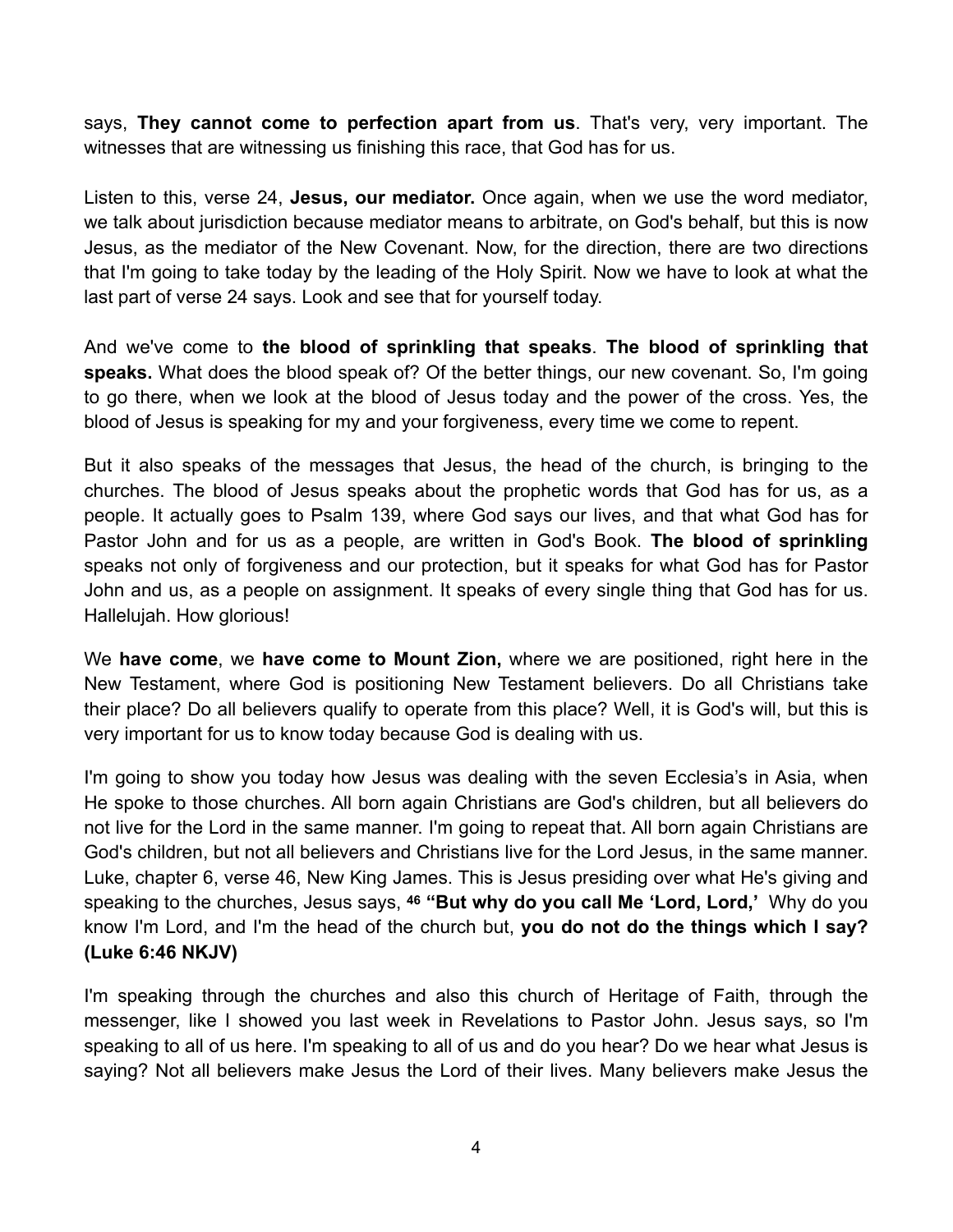says, **They cannot come to perfection apart from us**. That's very, very important. The witnesses that are witnessing us finishing this race, that God has for us.

Listen to this, verse 24, **Jesus, our mediator.** Once again, when we use the word mediator, we talk about jurisdiction because mediator means to arbitrate, on God's behalf, but this is now Jesus, as the mediator of the New Covenant. Now, for the direction, there are two directions that I'm going to take today by the leading of the Holy Spirit. Now we have to look at what the last part of verse 24 says. Look and see that for yourself today.

And we've come to **the blood of sprinkling that speaks**. **The blood of sprinkling that speaks.** What does the blood speak of? Of the better things, our new covenant. So, I'm going to go there, when we look at the blood of Jesus today and the power of the cross. Yes, the blood of Jesus is speaking for my and your forgiveness, every time we come to repent.

But it also speaks of the messages that Jesus, the head of the church, is bringing to the churches. The blood of Jesus speaks about the prophetic words that God has for us, as a people. It actually goes to Psalm 139, where God says our lives, and that what God has for Pastor John and for us as a people, are written in God's Book. **The blood of sprinkling** speaks not only of forgiveness and our protection, but it speaks for what God has for Pastor John and us, as a people on assignment. It speaks of every single thing that God has for us. Hallelujah. How glorious!

We **have come**, we **have come to Mount Zion,** where we are positioned, right here in the New Testament, where God is positioning New Testament believers. Do all Christians take their place? Do all believers qualify to operate from this place? Well, it is God's will, but this is very important for us to know today because God is dealing with us.

I'm going to show you today how Jesus was dealing with the seven Ecclesia's in Asia, when He spoke to those churches. All born again Christians are God's children, but all believers do not live for the Lord in the same manner. I'm going to repeat that. All born again Christians are God's children, but not all believers and Christians live for the Lord Jesus, in the same manner. Luke, chapter 6, verse 46, New King James. This is Jesus presiding over what He's giving and speaking to the churches, Jesus says, **46 "But why do you call Me 'Lord, Lord,'** Why do you know I'm Lord, and I'm the head of the church but, **you do not do the things which I say? (Luke 6:46 NKJV)**

I'm speaking through the churches and also this church of Heritage of Faith, through the messenger, like I showed you last week in Revelations to Pastor John. Jesus says, so I'm speaking to all of us here. I'm speaking to all of us and do you hear? Do we hear what Jesus is saying? Not all believers make Jesus the Lord of their lives. Many believers make Jesus the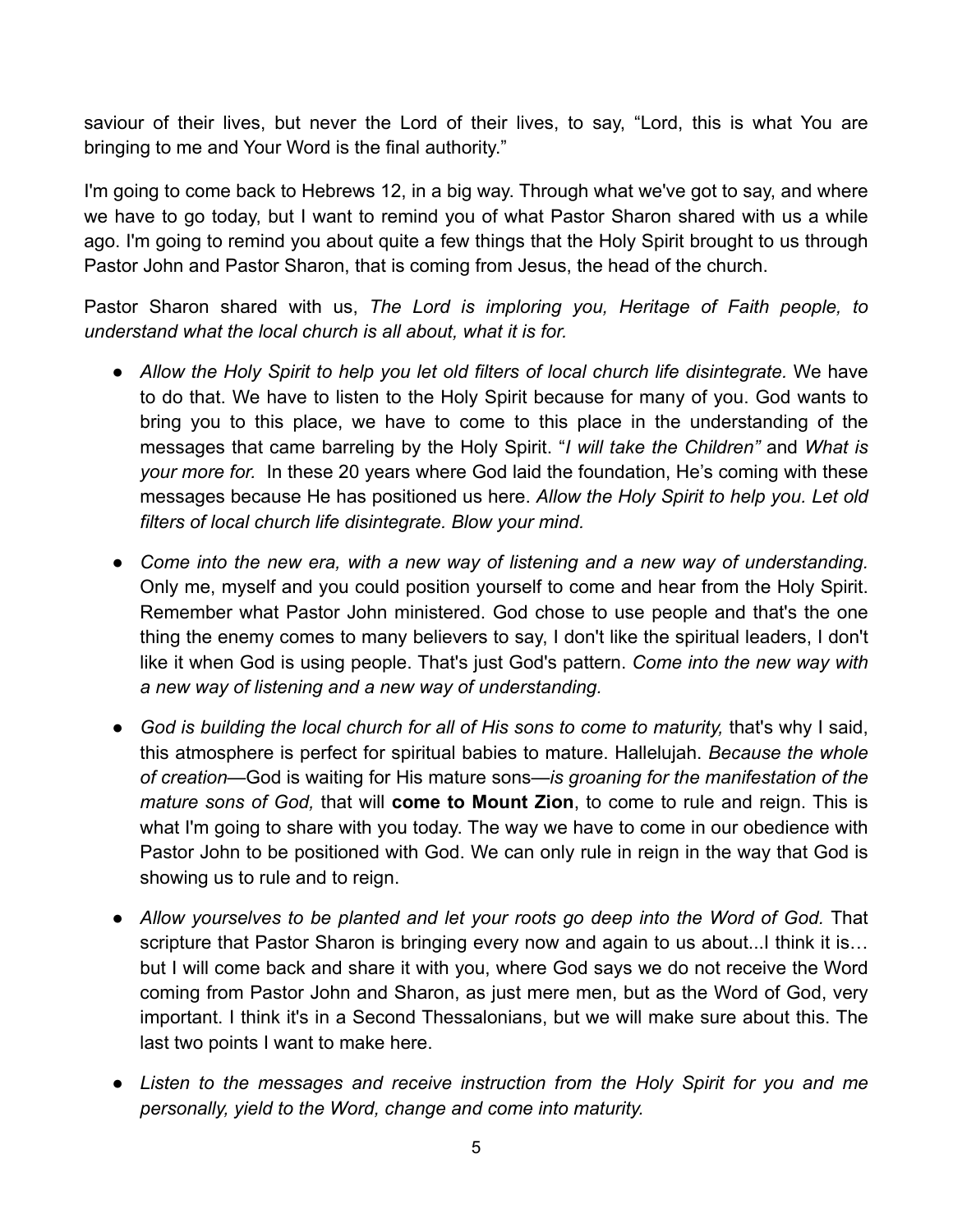saviour of their lives, but never the Lord of their lives, to say, "Lord, this is what You are bringing to me and Your Word is the final authority."

I'm going to come back to Hebrews 12, in a big way. Through what we've got to say, and where we have to go today, but I want to remind you of what Pastor Sharon shared with us a while ago. I'm going to remind you about quite a few things that the Holy Spirit brought to us through Pastor John and Pastor Sharon, that is coming from Jesus, the head of the church.

Pastor Sharon shared with us, *The Lord is imploring you, Heritage of Faith people, to understand what the local church is all about, what it is for.*

- *Allow the Holy Spirit to help you let old filters of local church life disintegrate.* We have to do that. We have to listen to the Holy Spirit because for many of you. God wants to bring you to this place, we have to come to this place in the understanding of the messages that came barreling by the Holy Spirit. "*I will take the Children"* and *What is your more for.* In these 20 years where God laid the foundation, He's coming with these messages because He has positioned us here. *Allow the Holy Spirit to help you. Let old filters of local church life disintegrate. Blow your mind.*

- *Come into the new era, with a new way of listening and a new way of understanding.* Only me, myself and you could position yourself to come and hear from the Holy Spirit. Remember what Pastor John ministered. God chose to use people and that's the one thing the enemy comes to many believers to say, I don't like the spiritual leaders, I don't like it when God is using people. That's just God's pattern. *Come into the new way with a new way of listening and a new way of understanding.*

- *God is building the local church for all of His sons to come to maturity,* that's why I said, this atmosphere is perfect for spiritual babies to mature. Hallelujah. *Because the whole of creation*—God is waiting for His mature sons—*is groaning for the manifestation of the mature sons of God,* that will **come to Mount Zion**, to come to rule and reign. This is what I'm going to share with you today. The way we have to come in our obedience with Pastor John to be positioned with God. We can only rule in reign in the way that God is showing us to rule and to reign.

- *Allow yourselves to be planted and let your roots go deep into the Word of God.* That scripture that Pastor Sharon is bringing every now and again to us about...I think it is… but I will come back and share it with you, where God says we do not receive the Word coming from Pastor John and Sharon, as just mere men, but as the Word of God, very important. I think it's in a Second Thessalonians, but we will make sure about this. The last two points I want to make here.

- *Listen to the messages and receive instruction from the Holy Spirit for you and me personally, yield to the Word, change and come into maturity.*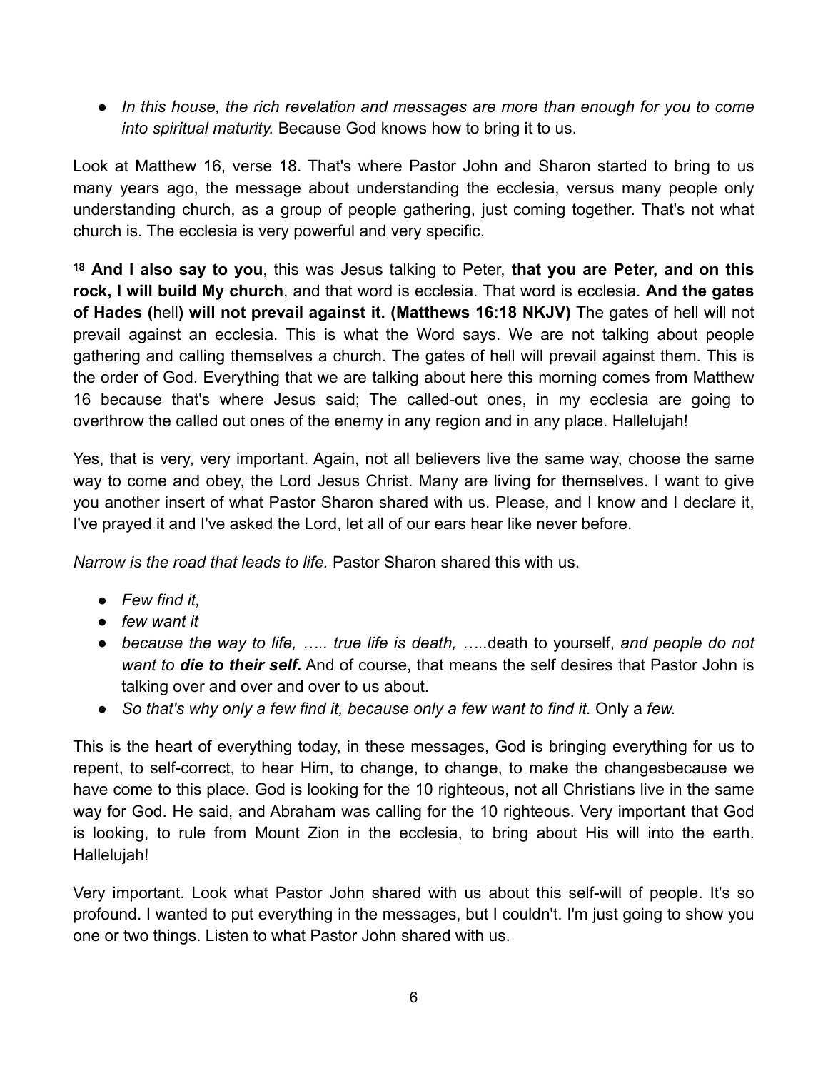- *In this house, the rich revelation and messages are more than enough for you to come into spiritual maturity.* Because God knows how to bring it to us.

Look at Matthew 16, verse 18. That's where Pastor John and Sharon started to bring to us many years ago, the message about understanding the ecclesia, versus many people only understanding church, as a group of people gathering, just coming together. That's not what church is. The ecclesia is very powerful and very specific.

[18] **And I also say to you**, this was Jesus talking to Peter, **that you are Peter, and on this rock, I will build My church**, and that word is ecclesia. That word is ecclesia. **And the gates of Hades (**hell**) will not prevail against it. (Matthews 16:18 NKJV)** The gates of hell will not prevail against an ecclesia. This is what the Word says. We are not talking about people gathering and calling themselves a church. The gates of hell will prevail against them. This is the order of God. Everything that we are talking about here this morning comes from Matthew 16 because that's where Jesus said; The called-out ones, in my ecclesia are going to overthrow the called out ones of the enemy in any region and in any place. Hallelujah!

Yes, that is very, very important. Again, not all believers live the same way, choose the same way to come and obey, the Lord Jesus Christ. Many are living for themselves. I want to give you another insert of what Pastor Sharon shared with us. Please, and I know and I declare it, I've prayed it and I've asked the Lord, let all of our ears hear like never before.

*Narrow is the road that leads to life.* Pastor Sharon shared this with us.

- *Few find it,*
- *few want it*
- *because the way to life, ….. true life is death, …..*death to yourself, *and people do not want to* ***die to their self.*** And of course, that means the self desires that Pastor John is talking over and over and over to us about.
- *So that's why only a few find it, because only a few want to find it.* Only a *few.*

This is the heart of everything today, in these messages, God is bringing everything for us to repent, to self-correct, to hear Him, to change, to change, to make the changesbecause we have come to this place. God is looking for the 10 righteous, not all Christians live in the same way for God. He said, and Abraham was calling for the 10 righteous. Very important that God is looking, to rule from Mount Zion in the ecclesia, to bring about His will into the earth. Hallelujah!

Very important. Look what Pastor John shared with us about this self-will of people. It's so profound. I wanted to put everything in the messages, but I couldn't. I'm just going to show you one or two things. Listen to what Pastor John shared with us.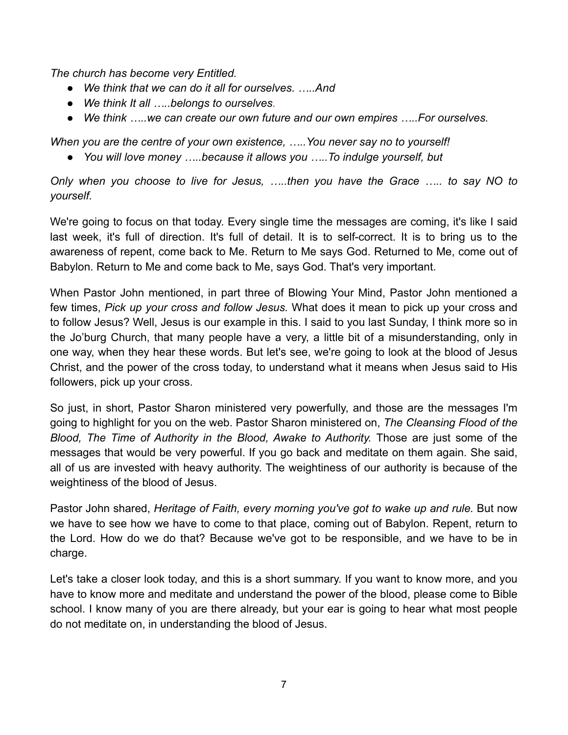*The church has become very Entitled.*

- *We think that we can do it all for ourselves. …..And*
- *We think It all …..belongs to ourselves.*
- *We think …..we can create our own future and our own empires …..For ourselves.*

*When you are the centre of your own existence, …..You never say no to yourself!*

- *You will love money …..because it allows you …..To indulge yourself, but*

*Only when you choose to live for Jesus, …..then you have the Grace ….. to say NO to yourself.*

We're going to focus on that today. Every single time the messages are coming, it's like I said last week, it's full of direction. It's full of detail. It is to self-correct. It is to bring us to the awareness of repent, come back to Me. Return to Me says God. Returned to Me, come out of Babylon. Return to Me and come back to Me, says God. That's very important.

When Pastor John mentioned, in part three of Blowing Your Mind, Pastor John mentioned a few times, *Pick up your cross and follow Jesus.* What does it mean to pick up your cross and to follow Jesus? Well, Jesus is our example in this. I said to you last Sunday, I think more so in the Jo'burg Church, that many people have a very, a little bit of a misunderstanding, only in one way, when they hear these words. But let's see, we're going to look at the blood of Jesus Christ, and the power of the cross today, to understand what it means when Jesus said to His followers, pick up your cross.

So just, in short, Pastor Sharon ministered very powerfully, and those are the messages I'm going to highlight for you on the web. Pastor Sharon ministered on, *The Cleansing Flood of the Blood, The Time of Authority in the Blood, Awake to Authority.* Those are just some of the messages that would be very powerful. If you go back and meditate on them again. She said, all of us are invested with heavy authority. The weightiness of our authority is because of the weightiness of the blood of Jesus.

Pastor John shared, *Heritage of Faith, every morning you've got to wake up and rule.* But now we have to see how we have to come to that place, coming out of Babylon. Repent, return to the Lord. How do we do that? Because we've got to be responsible, and we have to be in charge.

Let's take a closer look today, and this is a short summary. If you want to know more, and you have to know more and meditate and understand the power of the blood, please come to Bible school. I know many of you are there already, but your ear is going to hear what most people do not meditate on, in understanding the blood of Jesus.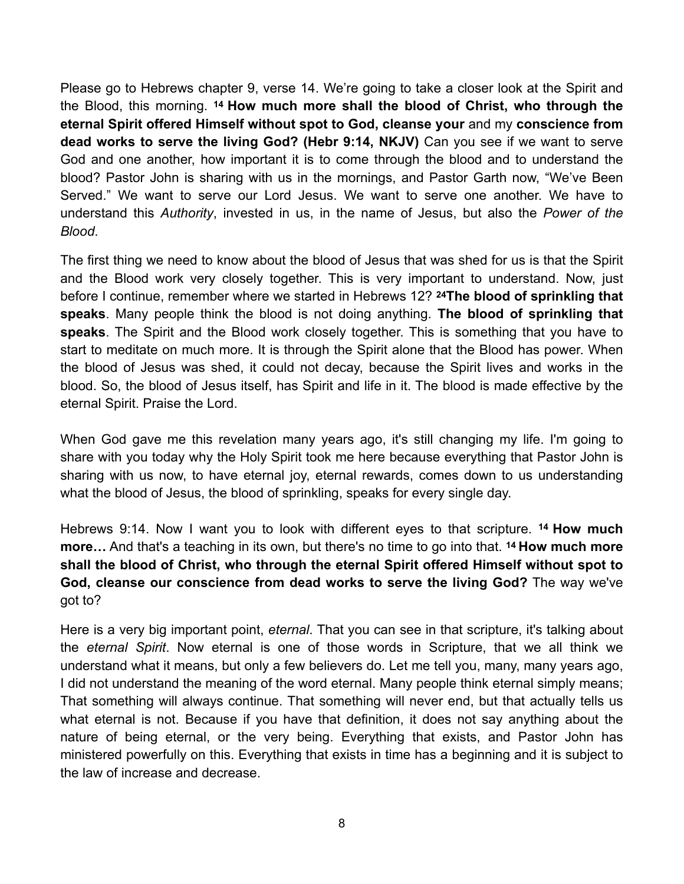Please go to Hebrews chapter 9, verse 14. We're going to take a closer look at the Spirit and the Blood, this morning. **[14] How much more shall the blood of Christ, who through the eternal Spirit offered Himself without spot to God, cleanse your** and my **conscience from dead works to serve the living God? (Hebr 9:14, NKJV)** Can you see if we want to serve God and one another, how important it is to come through the blood and to understand the blood? Pastor John is sharing with us in the mornings, and Pastor Garth now, "We've Been Served." We want to serve our Lord Jesus. We want to serve one another. We have to understand this *Authority*, invested in us, in the name of Jesus, but also the *Power of the Blood*.

The first thing we need to know about the blood of Jesus that was shed for us is that the Spirit and the Blood work very closely together. This is very important to understand. Now, just before I continue, remember where we started in Hebrews 12? **[24]The blood of sprinkling that speaks**. Many people think the blood is not doing anything. **The blood of sprinkling that speaks**. The Spirit and the Blood work closely together. This is something that you have to start to meditate on much more. It is through the Spirit alone that the Blood has power. When the blood of Jesus was shed, it could not decay, because the Spirit lives and works in the blood. So, the blood of Jesus itself, has Spirit and life in it. The blood is made effective by the eternal Spirit. Praise the Lord.

When God gave me this revelation many years ago, it's still changing my life. I'm going to share with you today why the Holy Spirit took me here because everything that Pastor John is sharing with us now, to have eternal joy, eternal rewards, comes down to us understanding what the blood of Jesus, the blood of sprinkling, speaks for every single day.

Hebrews 9:14. Now I want you to look with different eyes to that scripture. **[14] How much more…** And that's a teaching in its own, but there's no time to go into that. **[14] How much more shall the blood of Christ, who through the eternal Spirit offered Himself without spot to God, cleanse our conscience from dead works to serve the living God?** The way we've got to?

Here is a very big important point, *eternal*. That you can see in that scripture, it's talking about the *eternal Spirit*. Now eternal is one of those words in Scripture, that we all think we understand what it means, but only a few believers do. Let me tell you, many, many years ago, I did not understand the meaning of the word eternal. Many people think eternal simply means; That something will always continue. That something will never end, but that actually tells us what eternal is not. Because if you have that definition, it does not say anything about the nature of being eternal, or the very being. Everything that exists, and Pastor John has ministered powerfully on this. Everything that exists in time has a beginning and it is subject to the law of increase and decrease.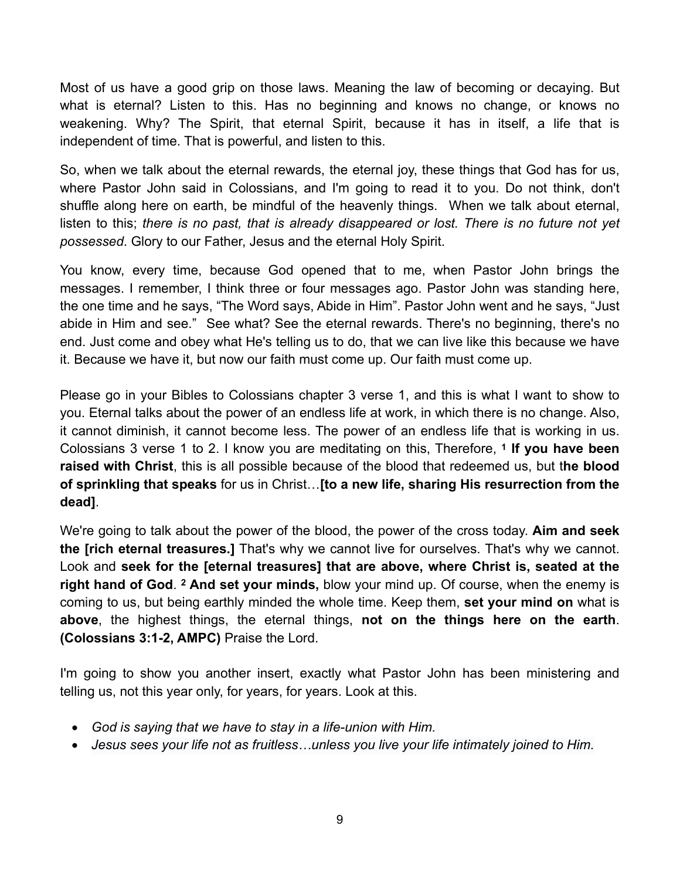Most of us have a good grip on those laws. Meaning the law of becoming or decaying. But what is eternal? Listen to this. Has no beginning and knows no change, or knows no weakening. Why? The Spirit, that eternal Spirit, because it has in itself, a life that is independent of time. That is powerful, and listen to this.

So, when we talk about the eternal rewards, the eternal joy, these things that God has for us, where Pastor John said in Colossians, and I'm going to read it to you. Do not think, don't shuffle along here on earth, be mindful of the heavenly things. When we talk about eternal, listen to this; *there is no past, that is already disappeared or lost. There is no future not yet possessed*. Glory to our Father, Jesus and the eternal Holy Spirit.

You know, every time, because God opened that to me, when Pastor John brings the messages. I remember, I think three or four messages ago. Pastor John was standing here, the one time and he says, "The Word says, Abide in Him". Pastor John went and he says, "Just abide in Him and see." See what? See the eternal rewards. There's no beginning, there's no end. Just come and obey what He's telling us to do, that we can live like this because we have it. Because we have it, but now our faith must come up. Our faith must come up.

Please go in your Bibles to Colossians chapter 3 verse 1, and this is what I want to show to you. Eternal talks about the power of an endless life at work, in which there is no change. Also, it cannot diminish, it cannot become less. The power of an endless life that is working in us. Colossians 3 verse 1 to 2. I know you are meditating on this, Therefore, **1 If you have been raised with Christ**, this is all possible because of the blood that redeemed us, but t**he blood of sprinkling that speaks** for us in Christ…**[to a new life, sharing His resurrection from the dead]**.

We're going to talk about the power of the blood, the power of the cross today. **Aim and seek the [rich eternal treasures.]** That's why we cannot live for ourselves. That's why we cannot. Look and **seek for the [eternal treasures] that are above, where Christ is, seated at the right hand of God**. **2 And set your minds,** blow your mind up. Of course, when the enemy is coming to us, but being earthly minded the whole time. Keep them, **set your mind on** what is **above**, the highest things, the eternal things, **not on the things here on the earth**. **(Colossians 3:1-2, AMPC)** Praise the Lord.

I'm going to show you another insert, exactly what Pastor John has been ministering and telling us, not this year only, for years, for years. Look at this.

- *God is saying that we have to stay in a life-union with Him.*
- *Jesus sees your life not as fruitless…unless you live your life intimately joined to Him.*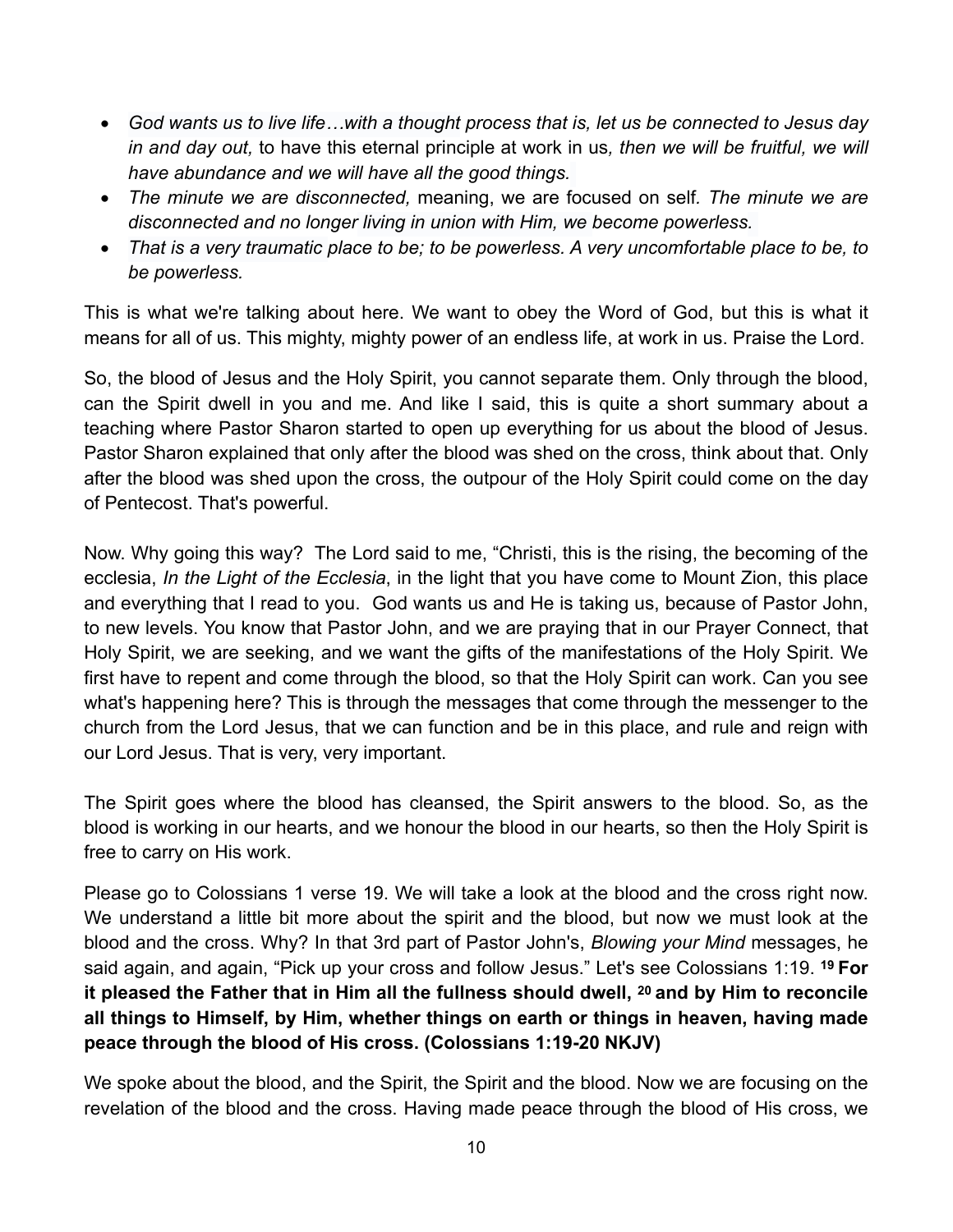- *God wants us to live life…with a thought process that is, let us be connected to Jesus day in and day out,* to have this eternal principle at work in us*, then we will be fruitful, we will have abundance and we will have all the good things.*
- *The minute we are disconnected,* meaning, we are focused on self*. The minute we are disconnected and no longer living in union with Him, we become powerless.*
- *That is a very traumatic place to be; to be powerless. A very uncomfortable place to be, to be powerless.*

This is what we're talking about here. We want to obey the Word of God, but this is what it means for all of us. This mighty, mighty power of an endless life, at work in us. Praise the Lord.

So, the blood of Jesus and the Holy Spirit, you cannot separate them. Only through the blood, can the Spirit dwell in you and me. And like I said, this is quite a short summary about a teaching where Pastor Sharon started to open up everything for us about the blood of Jesus. Pastor Sharon explained that only after the blood was shed on the cross, think about that. Only after the blood was shed upon the cross, the outpour of the Holy Spirit could come on the day of Pentecost. That's powerful.

Now. Why going this way? The Lord said to me, "Christi, this is the rising, the becoming of the ecclesia, *In the Light of the Ecclesia*, in the light that you have come to Mount Zion, this place and everything that I read to you. God wants us and He is taking us, because of Pastor John, to new levels. You know that Pastor John, and we are praying that in our Prayer Connect, that Holy Spirit, we are seeking, and we want the gifts of the manifestations of the Holy Spirit. We first have to repent and come through the blood, so that the Holy Spirit can work. Can you see what's happening here? This is through the messages that come through the messenger to the church from the Lord Jesus, that we can function and be in this place, and rule and reign with our Lord Jesus. That is very, very important.

The Spirit goes where the blood has cleansed, the Spirit answers to the blood. So, as the blood is working in our hearts, and we honour the blood in our hearts, so then the Holy Spirit is free to carry on His work.

Please go to Colossians 1 verse 19. We will take a look at the blood and the cross right now. We understand a little bit more about the spirit and the blood, but now we must look at the blood and the cross. Why? In that 3rd part of Pastor John's, *Blowing your Mind* messages, he said again, and again, "Pick up your cross and follow Jesus." Let's see Colossians 1:19. **19 For it pleased the Father that in Him all the fullness should dwell, 20 and by Him to reconcile all things to Himself, by Him, whether things on earth or things in heaven, having made peace through the blood of His cross. (Colossians 1:19-20 NKJV)**

We spoke about the blood, and the Spirit, the Spirit and the blood. Now we are focusing on the revelation of the blood and the cross. Having made peace through the blood of His cross, we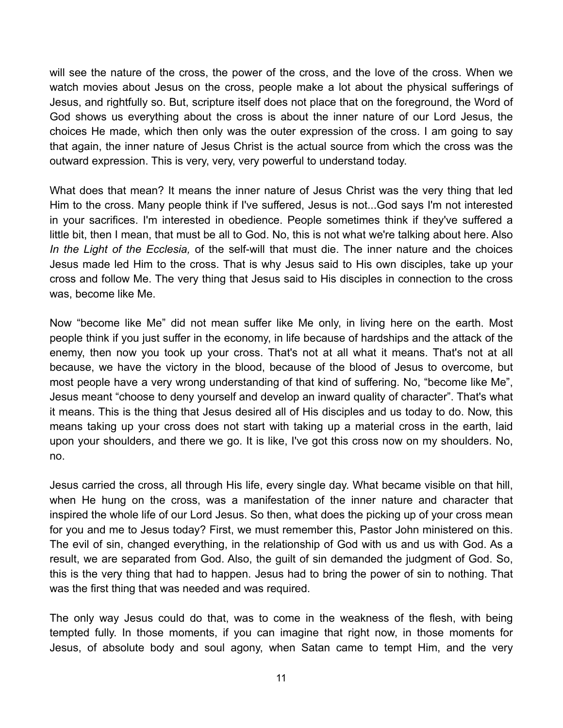will see the nature of the cross, the power of the cross, and the love of the cross. When we watch movies about Jesus on the cross, people make a lot about the physical sufferings of Jesus, and rightfully so. But, scripture itself does not place that on the foreground, the Word of God shows us everything about the cross is about the inner nature of our Lord Jesus, the choices He made, which then only was the outer expression of the cross. I am going to say that again, the inner nature of Jesus Christ is the actual source from which the cross was the outward expression. This is very, very, very powerful to understand today.

What does that mean? It means the inner nature of Jesus Christ was the very thing that led Him to the cross. Many people think if I've suffered, Jesus is not...God says I'm not interested in your sacrifices. I'm interested in obedience. People sometimes think if they've suffered a little bit, then I mean, that must be all to God. No, this is not what we're talking about here. Also *In the Light of the Ecclesia,* of the self-will that must die. The inner nature and the choices Jesus made led Him to the cross. That is why Jesus said to His own disciples, take up your cross and follow Me. The very thing that Jesus said to His disciples in connection to the cross was, become like Me.

Now "become like Me" did not mean suffer like Me only, in living here on the earth. Most people think if you just suffer in the economy, in life because of hardships and the attack of the enemy, then now you took up your cross. That's not at all what it means. That's not at all because, we have the victory in the blood, because of the blood of Jesus to overcome, but most people have a very wrong understanding of that kind of suffering. No, "become like Me", Jesus meant "choose to deny yourself and develop an inward quality of character". That's what it means. This is the thing that Jesus desired all of His disciples and us today to do. Now, this means taking up your cross does not start with taking up a material cross in the earth, laid upon your shoulders, and there we go. It is like, I've got this cross now on my shoulders. No, no.

Jesus carried the cross, all through His life, every single day. What became visible on that hill, when He hung on the cross, was a manifestation of the inner nature and character that inspired the whole life of our Lord Jesus. So then, what does the picking up of your cross mean for you and me to Jesus today? First, we must remember this, Pastor John ministered on this. The evil of sin, changed everything, in the relationship of God with us and us with God. As a result, we are separated from God. Also, the guilt of sin demanded the judgment of God. So, this is the very thing that had to happen. Jesus had to bring the power of sin to nothing. That was the first thing that was needed and was required.

The only way Jesus could do that, was to come in the weakness of the flesh, with being tempted fully. In those moments, if you can imagine that right now, in those moments for Jesus, of absolute body and soul agony, when Satan came to tempt Him, and the very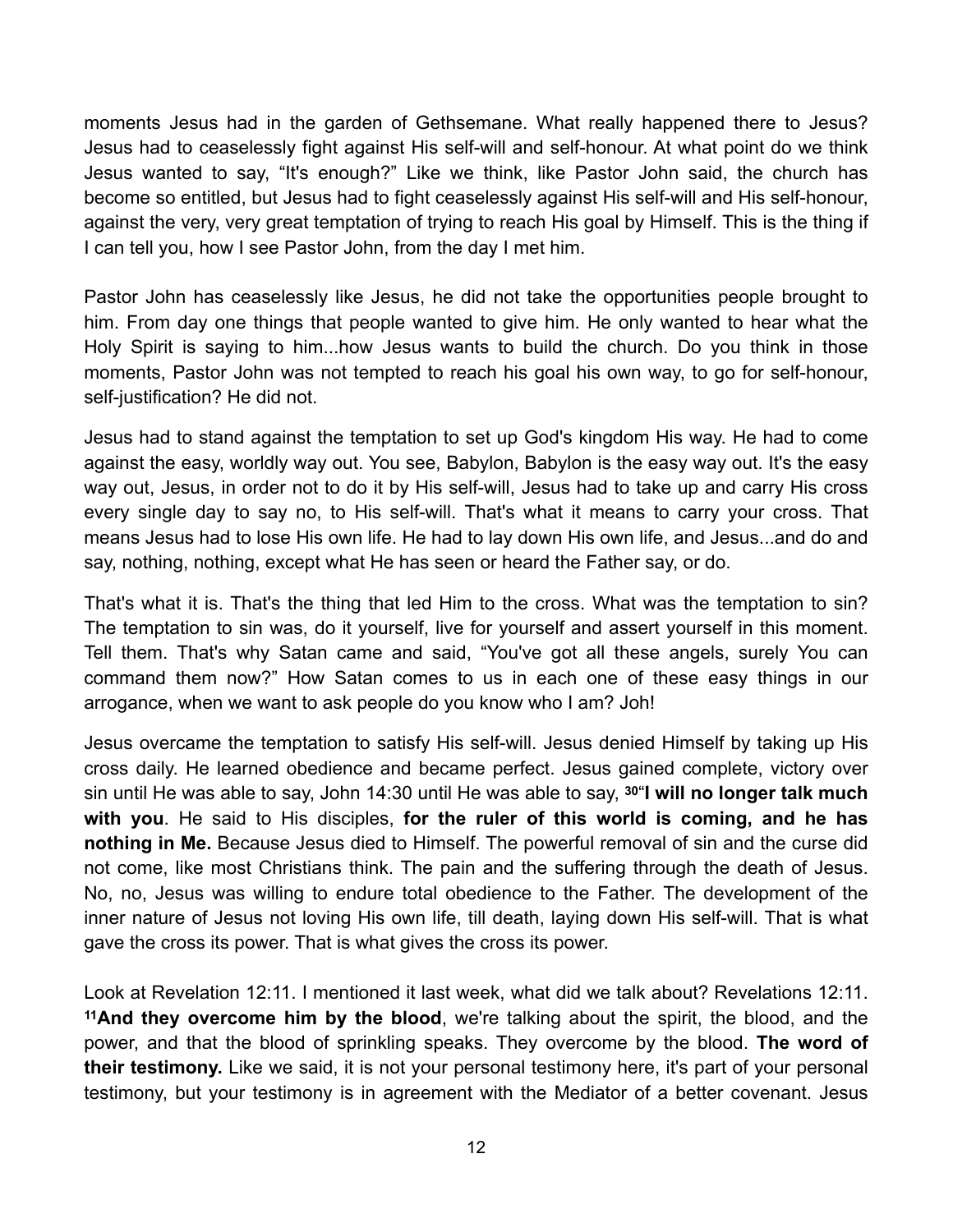moments Jesus had in the garden of Gethsemane. What really happened there to Jesus? Jesus had to ceaselessly fight against His self-will and self-honour. At what point do we think Jesus wanted to say, "It's enough?" Like we think, like Pastor John said, the church has become so entitled, but Jesus had to fight ceaselessly against His self-will and His self-honour, against the very, very great temptation of trying to reach His goal by Himself. This is the thing if I can tell you, how I see Pastor John, from the day I met him.

Pastor John has ceaselessly like Jesus, he did not take the opportunities people brought to him. From day one things that people wanted to give him. He only wanted to hear what the Holy Spirit is saying to him...how Jesus wants to build the church. Do you think in those moments, Pastor John was not tempted to reach his goal his own way, to go for self-honour, self-justification? He did not.

Jesus had to stand against the temptation to set up God's kingdom His way. He had to come against the easy, worldly way out. You see, Babylon, Babylon is the easy way out. It's the easy way out, Jesus, in order not to do it by His self-will, Jesus had to take up and carry His cross every single day to say no, to His self-will. That's what it means to carry your cross. That means Jesus had to lose His own life. He had to lay down His own life, and Jesus...and do and say, nothing, nothing, except what He has seen or heard the Father say, or do.

That's what it is. That's the thing that led Him to the cross. What was the temptation to sin? The temptation to sin was, do it yourself, live for yourself and assert yourself in this moment. Tell them. That's why Satan came and said, "You've got all these angels, surely You can command them now?" How Satan comes to us in each one of these easy things in our arrogance, when we want to ask people do you know who I am? Joh!

Jesus overcame the temptation to satisfy His self-will. Jesus denied Himself by taking up His cross daily. He learned obedience and became perfect. Jesus gained complete, victory over sin until He was able to say, John 14:30 until He was able to say, **30"I will no longer talk much with you**. He said to His disciples, **for the ruler of this world is coming, and he has nothing in Me.** Because Jesus died to Himself. The powerful removal of sin and the curse did not come, like most Christians think. The pain and the suffering through the death of Jesus. No, no, Jesus was willing to endure total obedience to the Father. The development of the inner nature of Jesus not loving His own life, till death, laying down His self-will. That is what gave the cross its power. That is what gives the cross its power.

Look at Revelation 12:11. I mentioned it last week, what did we talk about? Revelations 12:11. **11And they overcome him by the blood**, we're talking about the spirit, the blood, and the power, and that the blood of sprinkling speaks. They overcome by the blood. **The word of their testimony.** Like we said, it is not your personal testimony here, it's part of your personal testimony, but your testimony is in agreement with the Mediator of a better covenant. Jesus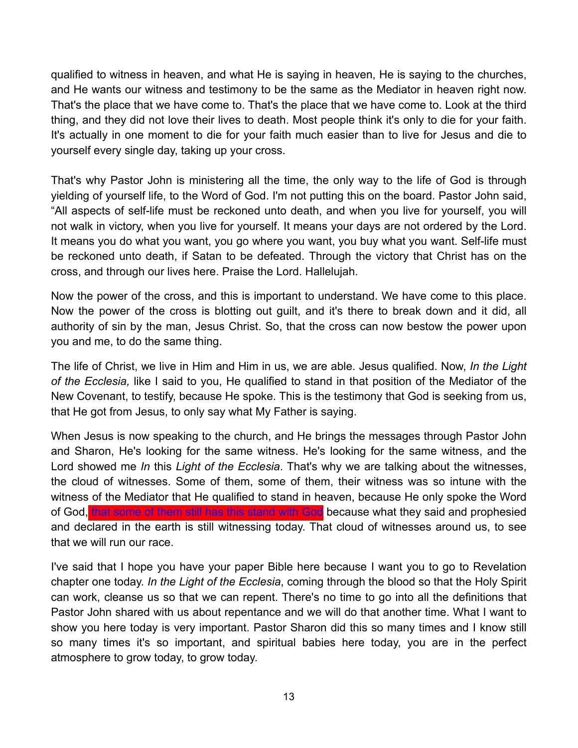qualified to witness in heaven, and what He is saying in heaven, He is saying to the churches, and He wants our witness and testimony to be the same as the Mediator in heaven right now. That's the place that we have come to. That's the place that we have come to. Look at the third thing, and they did not love their lives to death. Most people think it's only to die for your faith. It's actually in one moment to die for your faith much easier than to live for Jesus and die to yourself every single day, taking up your cross.

That's why Pastor John is ministering all the time, the only way to the life of God is through yielding of yourself life, to the Word of God. I'm not putting this on the board. Pastor John said, "All aspects of self-life must be reckoned unto death, and when you live for yourself, you will not walk in victory, when you live for yourself. It means your days are not ordered by the Lord. It means you do what you want, you go where you want, you buy what you want. Self-life must be reckoned unto death, if Satan to be defeated. Through the victory that Christ has on the cross, and through our lives here. Praise the Lord. Hallelujah.

Now the power of the cross, and this is important to understand. We have come to this place. Now the power of the cross is blotting out guilt, and it's there to break down and it did, all authority of sin by the man, Jesus Christ. So, that the cross can now bestow the power upon you and me, to do the same thing.

The life of Christ, we live in Him and Him in us, we are able. Jesus qualified. Now, *In the Light of the Ecclesia,* like I said to you, He qualified to stand in that position of the Mediator of the New Covenant, to testify, because He spoke. This is the testimony that God is seeking from us, that He got from Jesus, to only say what My Father is saying.

When Jesus is now speaking to the church, and He brings the messages through Pastor John and Sharon, He's looking for the same witness. He's looking for the same witness, and the Lord showed me *In* this *Light of the Ecclesia*. That's why we are talking about the witnesses, the cloud of witnesses. Some of them, some of them, their witness was so intune with the witness of the Mediator that He qualified to stand in heaven, because He only spoke the Word of God, that some of them still has this stand with God because what they said and prophesied and declared in the earth is still witnessing today. That cloud of witnesses around us, to see that we will run our race.

I've said that I hope you have your paper Bible here because I want you to go to Revelation chapter one today. *In the Light of the Ecclesia*, coming through the blood so that the Holy Spirit can work, cleanse us so that we can repent. There's no time to go into all the definitions that Pastor John shared with us about repentance and we will do that another time. What I want to show you here today is very important. Pastor Sharon did this so many times and I know still so many times it's so important, and spiritual babies here today, you are in the perfect atmosphere to grow today, to grow today.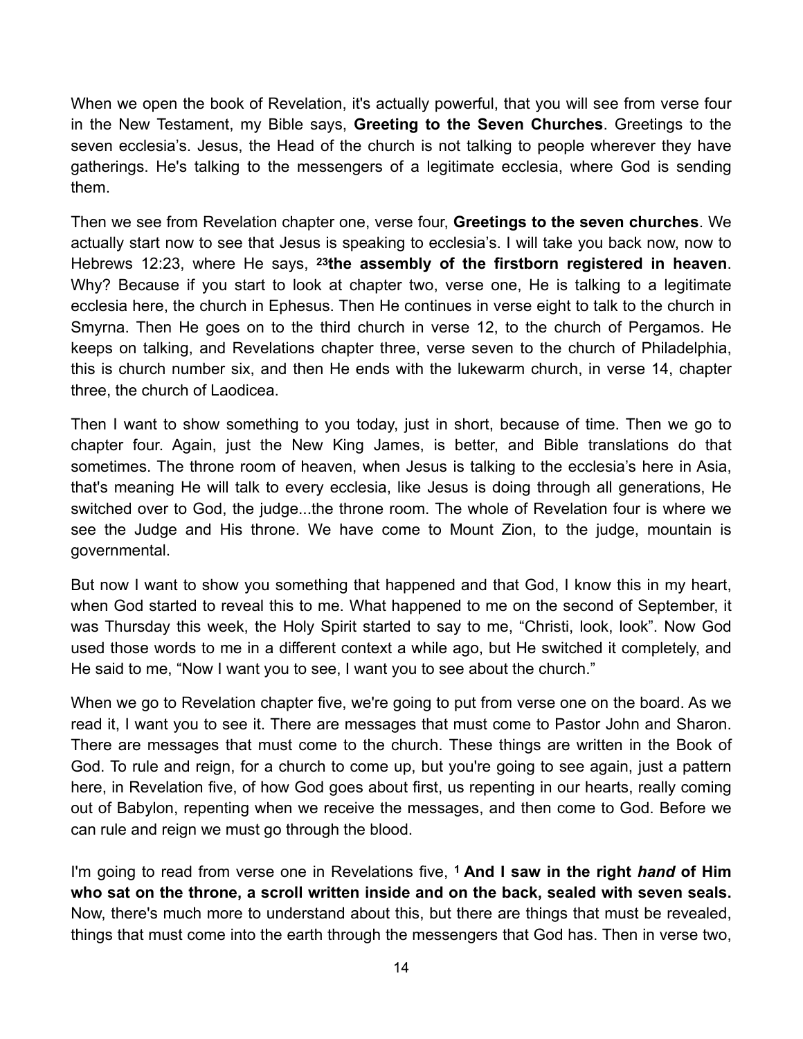When we open the book of Revelation, it's actually powerful, that you will see from verse four in the New Testament, my Bible says, **Greeting to the Seven Churches**. Greetings to the seven ecclesia's. Jesus, the Head of the church is not talking to people wherever they have gatherings. He's talking to the messengers of a legitimate ecclesia, where God is sending them.

Then we see from Revelation chapter one, verse four, **Greetings to the seven churches**. We actually start now to see that Jesus is speaking to ecclesia's. I will take you back now, now to Hebrews 12:23, where He says, **[23]the assembly of the firstborn registered in heaven**. Why? Because if you start to look at chapter two, verse one, He is talking to a legitimate ecclesia here, the church in Ephesus. Then He continues in verse eight to talk to the church in Smyrna. Then He goes on to the third church in verse 12, to the church of Pergamos. He keeps on talking, and Revelations chapter three, verse seven to the church of Philadelphia, this is church number six, and then He ends with the lukewarm church, in verse 14, chapter three, the church of Laodicea.

Then I want to show something to you today, just in short, because of time. Then we go to chapter four. Again, just the New King James, is better, and Bible translations do that sometimes. The throne room of heaven, when Jesus is talking to the ecclesia's here in Asia, that's meaning He will talk to every ecclesia, like Jesus is doing through all generations, He switched over to God, the judge...the throne room. The whole of Revelation four is where we see the Judge and His throne. We have come to Mount Zion, to the judge, mountain is governmental.

But now I want to show you something that happened and that God, I know this in my heart, when God started to reveal this to me. What happened to me on the second of September, it was Thursday this week, the Holy Spirit started to say to me, "Christi, look, look". Now God used those words to me in a different context a while ago, but He switched it completely, and He said to me, "Now I want you to see, I want you to see about the church."

When we go to Revelation chapter five, we're going to put from verse one on the board. As we read it, I want you to see it. There are messages that must come to Pastor John and Sharon. There are messages that must come to the church. These things are written in the Book of God. To rule and reign, for a church to come up, but you're going to see again, just a pattern here, in Revelation five, of how God goes about first, us repenting in our hearts, really coming out of Babylon, repenting when we receive the messages, and then come to God. Before we can rule and reign we must go through the blood.

I'm going to read from verse one in Revelations five, **[1] And I saw in the right *hand* of Him who sat on the throne, a scroll written inside and on the back, sealed with seven seals.** Now, there's much more to understand about this, but there are things that must be revealed, things that must come into the earth through the messengers that God has. Then in verse two,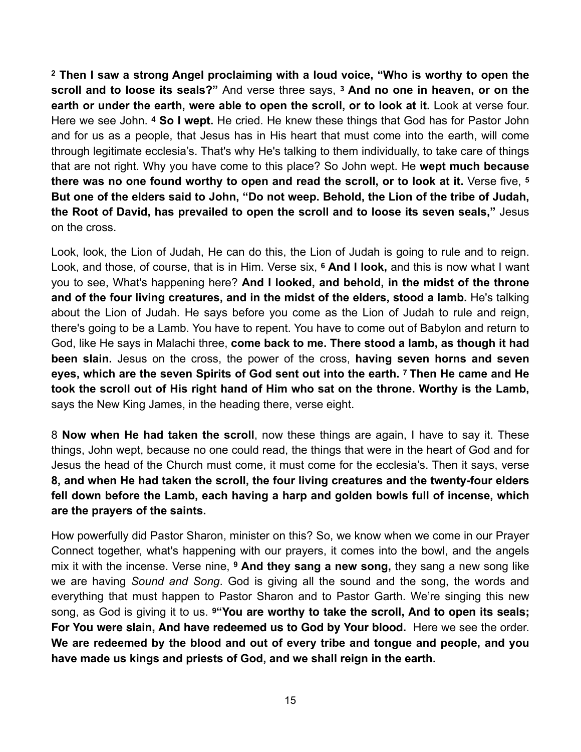**[2] Then I saw a strong Angel proclaiming with a loud voice, "Who is worthy to open the scroll and to loose its seals?"** And verse three says, **[3] And no one in heaven, or on the earth or under the earth, were able to open the scroll, or to look at it.** Look at verse four. Here we see John. **[4] So I wept.** He cried. He knew these things that God has for Pastor John and for us as a people, that Jesus has in His heart that must come into the earth, will come through legitimate ecclesia's. That's why He's talking to them individually, to take care of things that are not right. Why you have come to this place? So John wept. He **wept much because there was no one found worthy to open and read the scroll, or to look at it.** Verse five, **[5] But one of the elders said to John, "Do not weep. Behold, the Lion of the tribe of Judah, the Root of David, has prevailed to open the scroll and to loose its seven seals,"** Jesus on the cross.

Look, look, the Lion of Judah, He can do this, the Lion of Judah is going to rule and to reign. Look, and those, of course, that is in Him. Verse six, **[6] And I look,** and this is now what I want you to see, What's happening here? **And I looked, and behold, in the midst of the throne and of the four living creatures, and in the midst of the elders, stood a lamb.** He's talking about the Lion of Judah. He says before you come as the Lion of Judah to rule and reign, there's going to be a Lamb. You have to repent. You have to come out of Babylon and return to God, like He says in Malachi three, **come back to me. There stood a lamb, as though it had been slain.** Jesus on the cross, the power of the cross, **having seven horns and seven eyes, which are the seven Spirits of God sent out into the earth. [7] Then He came and He took the scroll out of His right hand of Him who sat on the throne. Worthy is the Lamb,** says the New King James, in the heading there, verse eight.

8 **Now when He had taken the scroll**, now these things are again, I have to say it. These things, John wept, because no one could read, the things that were in the heart of God and for Jesus the head of the Church must come, it must come for the ecclesia's. Then it says, verse **8, and when He had taken the scroll, the four living creatures and the twenty-four elders fell down before the Lamb, each having a harp and golden bowls full of incense, which are the prayers of the saints.**

How powerfully did Pastor Sharon, minister on this? So, we know when we come in our Prayer Connect together, what's happening with our prayers, it comes into the bowl, and the angels mix it with the incense. Verse nine, **[9] And they sang a new song,** they sang a new song like we are having *Sound and Song*. God is giving all the sound and the song, the words and everything that must happen to Pastor Sharon and to Pastor Garth. We're singing this new song, as God is giving it to us. **[9]"You are worthy to take the scroll, And to open its seals; For You were slain, And have redeemed us to God by Your blood.** Here we see the order. **We are redeemed by the blood and out of every tribe and tongue and people, and you have made us kings and priests of God, and we shall reign in the earth.**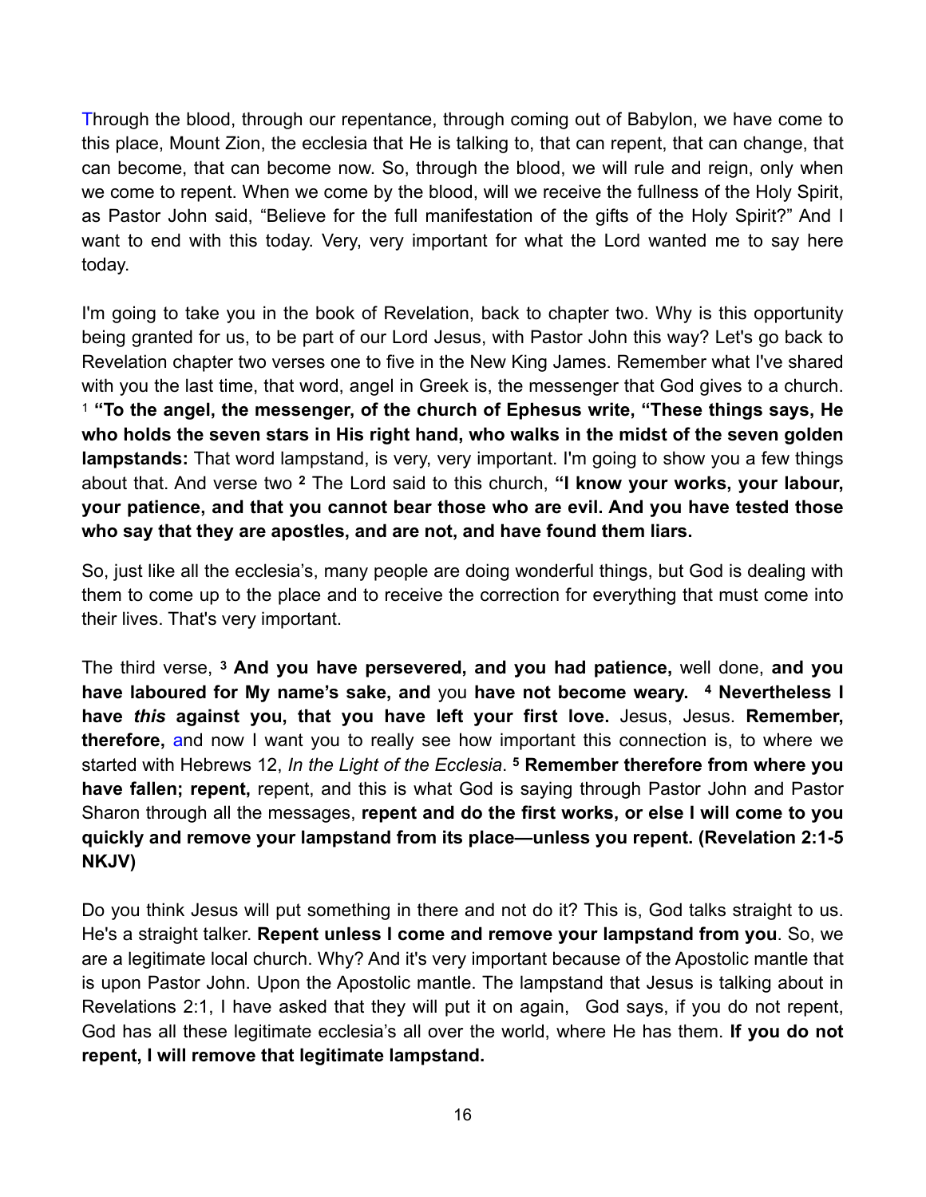Through the blood, through our repentance, through coming out of Babylon, we have come to this place, Mount Zion, the ecclesia that He is talking to, that can repent, that can change, that can become, that can become now. So, through the blood, we will rule and reign, only when we come to repent. When we come by the blood, will we receive the fullness of the Holy Spirit, as Pastor John said, "Believe for the full manifestation of the gifts of the Holy Spirit?" And I want to end with this today. Very, very important for what the Lord wanted me to say here today.

I'm going to take you in the book of Revelation, back to chapter two. Why is this opportunity being granted for us, to be part of our Lord Jesus, with Pastor John this way? Let's go back to Revelation chapter two verses one to five in the New King James. Remember what I've shared with you the last time, that word, angel in Greek is, the messenger that God gives to a church. [1] **"To the angel, the messenger, of the church of Ephesus write, "These things says, He who holds the seven stars in His right hand, who walks in the midst of the seven golden lampstands:** That word lampstand, is very, very important. I'm going to show you a few things about that. And verse two **2** The Lord said to this church, **"I know your works, your labour, your patience, and that you cannot bear those who are evil. And you have tested those who say that they are apostles, and are not, and have found them liars.**

So, just like all the ecclesia's, many people are doing wonderful things, but God is dealing with them to come up to the place and to receive the correction for everything that must come into their lives. That's very important.

The third verse, **3 And you have persevered, and you had patience,** well done, **and you have laboured for My name's sake, and** you **have not become weary. 4 Nevertheless I have *this* against you, that you have left your first love.** Jesus, Jesus. **Remember, therefore,** and now I want you to really see how important this connection is, to where we started with Hebrews 12, *In the Light of the Ecclesia*. **5 Remember therefore from where you have fallen; repent,** repent, and this is what God is saying through Pastor John and Pastor Sharon through all the messages, **repent and do the first works, or else I will come to you quickly and remove your lampstand from its place—unless you repent. (Revelation 2:1-5 NKJV)**

Do you think Jesus will put something in there and not do it? This is, God talks straight to us. He's a straight talker. **Repent unless I come and remove your lampstand from you**. So, we are a legitimate local church. Why? And it's very important because of the Apostolic mantle that is upon Pastor John. Upon the Apostolic mantle. The lampstand that Jesus is talking about in Revelations 2:1, I have asked that they will put it on again, God says, if you do not repent, God has all these legitimate ecclesia's all over the world, where He has them. **If you do not repent, I will remove that legitimate lampstand.**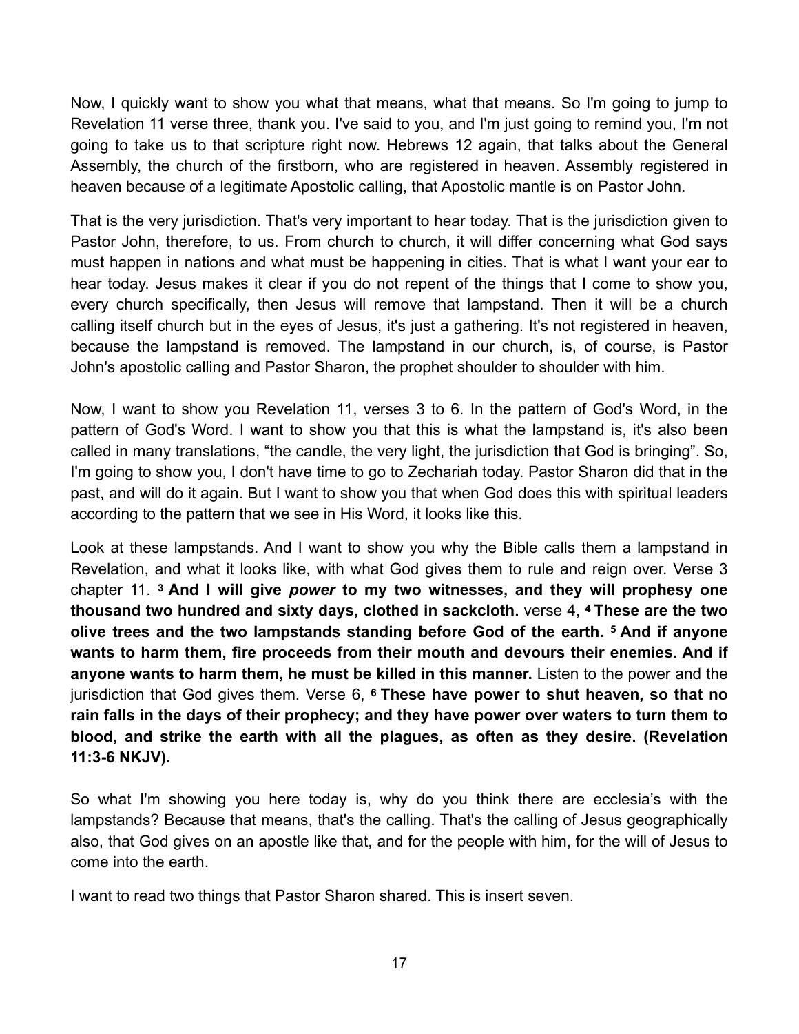Now, I quickly want to show you what that means, what that means. So I'm going to jump to Revelation 11 verse three, thank you. I've said to you, and I'm just going to remind you, I'm not going to take us to that scripture right now. Hebrews 12 again, that talks about the General Assembly, the church of the firstborn, who are registered in heaven. Assembly registered in heaven because of a legitimate Apostolic calling, that Apostolic mantle is on Pastor John.

That is the very jurisdiction. That's very important to hear today. That is the jurisdiction given to Pastor John, therefore, to us. From church to church, it will differ concerning what God says must happen in nations and what must be happening in cities. That is what I want your ear to hear today. Jesus makes it clear if you do not repent of the things that I come to show you, every church specifically, then Jesus will remove that lampstand. Then it will be a church calling itself church but in the eyes of Jesus, it's just a gathering. It's not registered in heaven, because the lampstand is removed. The lampstand in our church, is, of course, is Pastor John's apostolic calling and Pastor Sharon, the prophet shoulder to shoulder with him.

Now, I want to show you Revelation 11, verses 3 to 6. In the pattern of God's Word, in the pattern of God's Word. I want to show you that this is what the lampstand is, it's also been called in many translations, "the candle, the very light, the jurisdiction that God is bringing". So, I'm going to show you, I don't have time to go to Zechariah today. Pastor Sharon did that in the past, and will do it again. But I want to show you that when God does this with spiritual leaders according to the pattern that we see in His Word, it looks like this.

Look at these lampstands. And I want to show you why the Bible calls them a lampstand in Revelation, and what it looks like, with what God gives them to rule and reign over. Verse 3 chapter 11. **3 And I will give *power* to my two witnesses, and they will prophesy one thousand two hundred and sixty days, clothed in sackcloth.** verse 4, **4 These are the two olive trees and the two lampstands standing before God of the earth. 5 And if anyone wants to harm them, fire proceeds from their mouth and devours their enemies. And if anyone wants to harm them, he must be killed in this manner.** Listen to the power and the jurisdiction that God gives them. Verse 6, **6 These have power to shut heaven, so that no rain falls in the days of their prophecy; and they have power over waters to turn them to blood, and strike the earth with all the plagues, as often as they desire. (Revelation 11:3-6 NKJV).**

So what I'm showing you here today is, why do you think there are ecclesia's with the lampstands? Because that means, that's the calling. That's the calling of Jesus geographically also, that God gives on an apostle like that, and for the people with him, for the will of Jesus to come into the earth.

I want to read two things that Pastor Sharon shared. This is insert seven.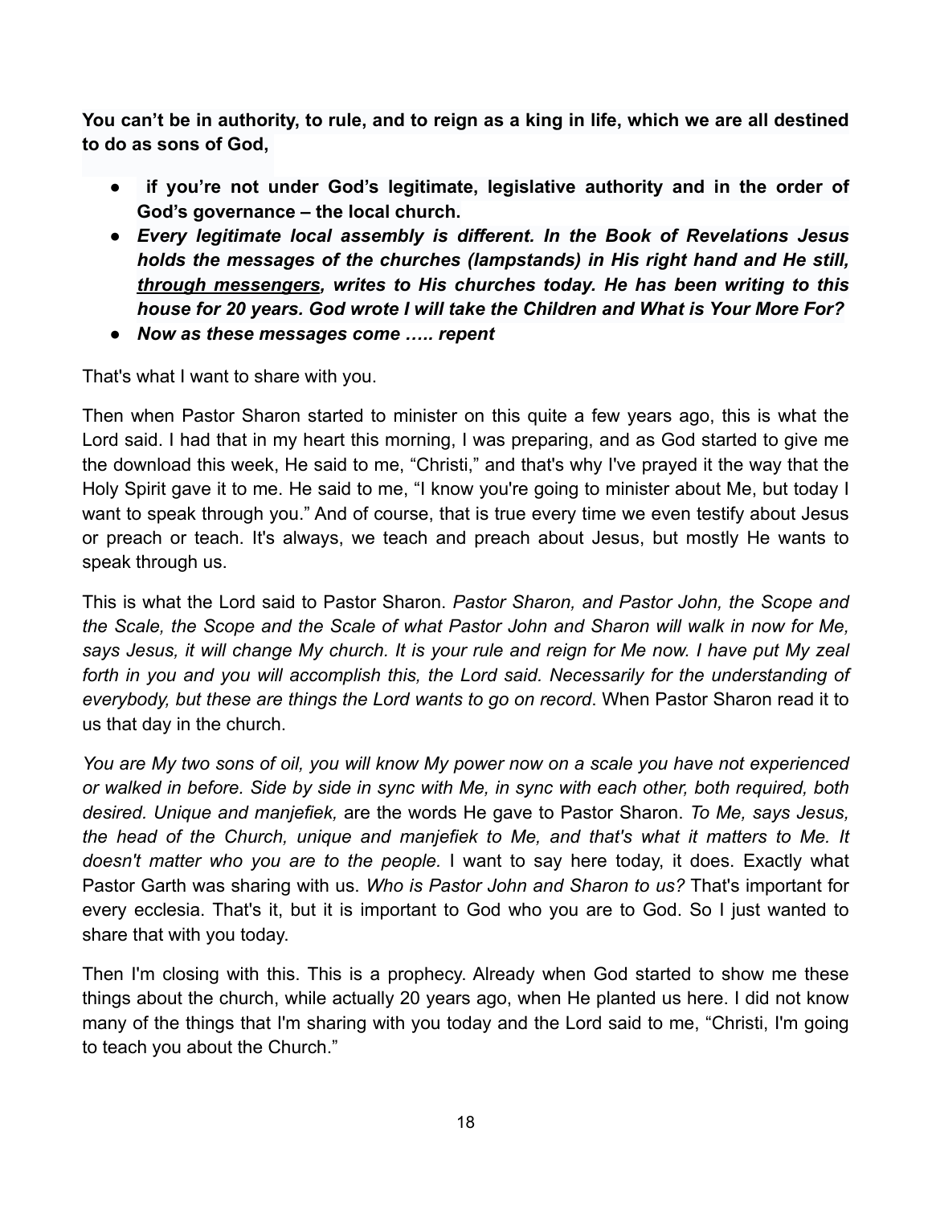**You can't be in authority, to rule, and to reign as a king in life, which we are all destined to do as sons of God,**

- **if you're not under God's legitimate, legislative authority and in the order of God's governance – the local church.**
- ***Every legitimate local assembly is different. In the Book of Revelations Jesus holds the messages of the churches (lampstands) in His right hand and He still, <u>through messengers</u>, writes to His churches today. He has been writing to this house for 20 years. God wrote I will take the Children and What is Your More For?***
- ***Now as these messages come ….. repent***

That's what I want to share with you.

Then when Pastor Sharon started to minister on this quite a few years ago, this is what the Lord said. I had that in my heart this morning, I was preparing, and as God started to give me the download this week, He said to me, "Christi," and that's why I've prayed it the way that the Holy Spirit gave it to me. He said to me, "I know you're going to minister about Me, but today I want to speak through you." And of course, that is true every time we even testify about Jesus or preach or teach. It's always, we teach and preach about Jesus, but mostly He wants to speak through us.

This is what the Lord said to Pastor Sharon. *Pastor Sharon, and Pastor John, the Scope and the Scale, the Scope and the Scale of what Pastor John and Sharon will walk in now for Me, says Jesus, it will change My church. It is your rule and reign for Me now. I have put My zeal forth in you and you will accomplish this, the Lord said. Necessarily for the understanding of everybody, but these are things the Lord wants to go on record*. When Pastor Sharon read it to us that day in the church.

*You are My two sons of oil, you will know My power now on a scale you have not experienced or walked in before. Side by side in sync with Me, in sync with each other, both required, both desired. Unique and manjefiek,* are the words He gave to Pastor Sharon. *To Me, says Jesus, the head of the Church, unique and manjefiek to Me, and that's what it matters to Me. It doesn't matter who you are to the people.* I want to say here today, it does. Exactly what Pastor Garth was sharing with us. *Who is Pastor John and Sharon to us?* That's important for every ecclesia. That's it, but it is important to God who you are to God. So I just wanted to share that with you today.

Then I'm closing with this. This is a prophecy. Already when God started to show me these things about the church, while actually 20 years ago, when He planted us here. I did not know many of the things that I'm sharing with you today and the Lord said to me, "Christi, I'm going to teach you about the Church."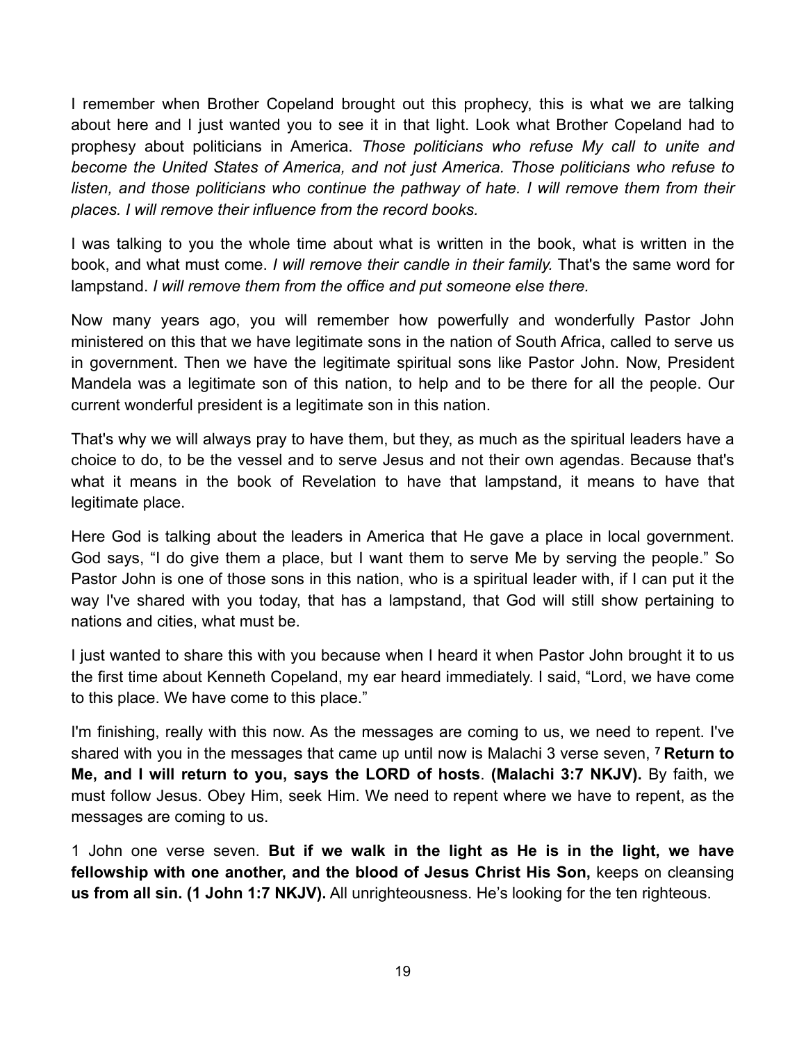I remember when Brother Copeland brought out this prophecy, this is what we are talking about here and I just wanted you to see it in that light. Look what Brother Copeland had to prophesy about politicians in America. *Those politicians who refuse My call to unite and become the United States of America, and not just America. Those politicians who refuse to listen, and those politicians who continue the pathway of hate. I will remove them from their places. I will remove their influence from the record books.*

I was talking to you the whole time about what is written in the book, what is written in the book, and what must come. *I will remove their candle in their family.* That's the same word for lampstand. *I will remove them from the office and put someone else there.*

Now many years ago, you will remember how powerfully and wonderfully Pastor John ministered on this that we have legitimate sons in the nation of South Africa, called to serve us in government. Then we have the legitimate spiritual sons like Pastor John. Now, President Mandela was a legitimate son of this nation, to help and to be there for all the people. Our current wonderful president is a legitimate son in this nation.

That's why we will always pray to have them, but they, as much as the spiritual leaders have a choice to do, to be the vessel and to serve Jesus and not their own agendas. Because that's what it means in the book of Revelation to have that lampstand, it means to have that legitimate place.

Here God is talking about the leaders in America that He gave a place in local government. God says, "I do give them a place, but I want them to serve Me by serving the people." So Pastor John is one of those sons in this nation, who is a spiritual leader with, if I can put it the way I've shared with you today, that has a lampstand, that God will still show pertaining to nations and cities, what must be.

I just wanted to share this with you because when I heard it when Pastor John brought it to us the first time about Kenneth Copeland, my ear heard immediately. I said, "Lord, we have come to this place. We have come to this place."

I'm finishing, really with this now. As the messages are coming to us, we need to repent. I've shared with you in the messages that came up until now is Malachi 3 verse seven, **[7] Return to Me, and I will return to you, says the LORD of hosts**. **(Malachi 3:7 NKJV).** By faith, we must follow Jesus. Obey Him, seek Him. We need to repent where we have to repent, as the messages are coming to us.

1 John one verse seven. **But if we walk in the light as He is in the light, we have fellowship with one another, and the blood of Jesus Christ His Son,** keeps on cleansing **us from all sin. (1 John 1:7 NKJV).** All unrighteousness. He's looking for the ten righteous.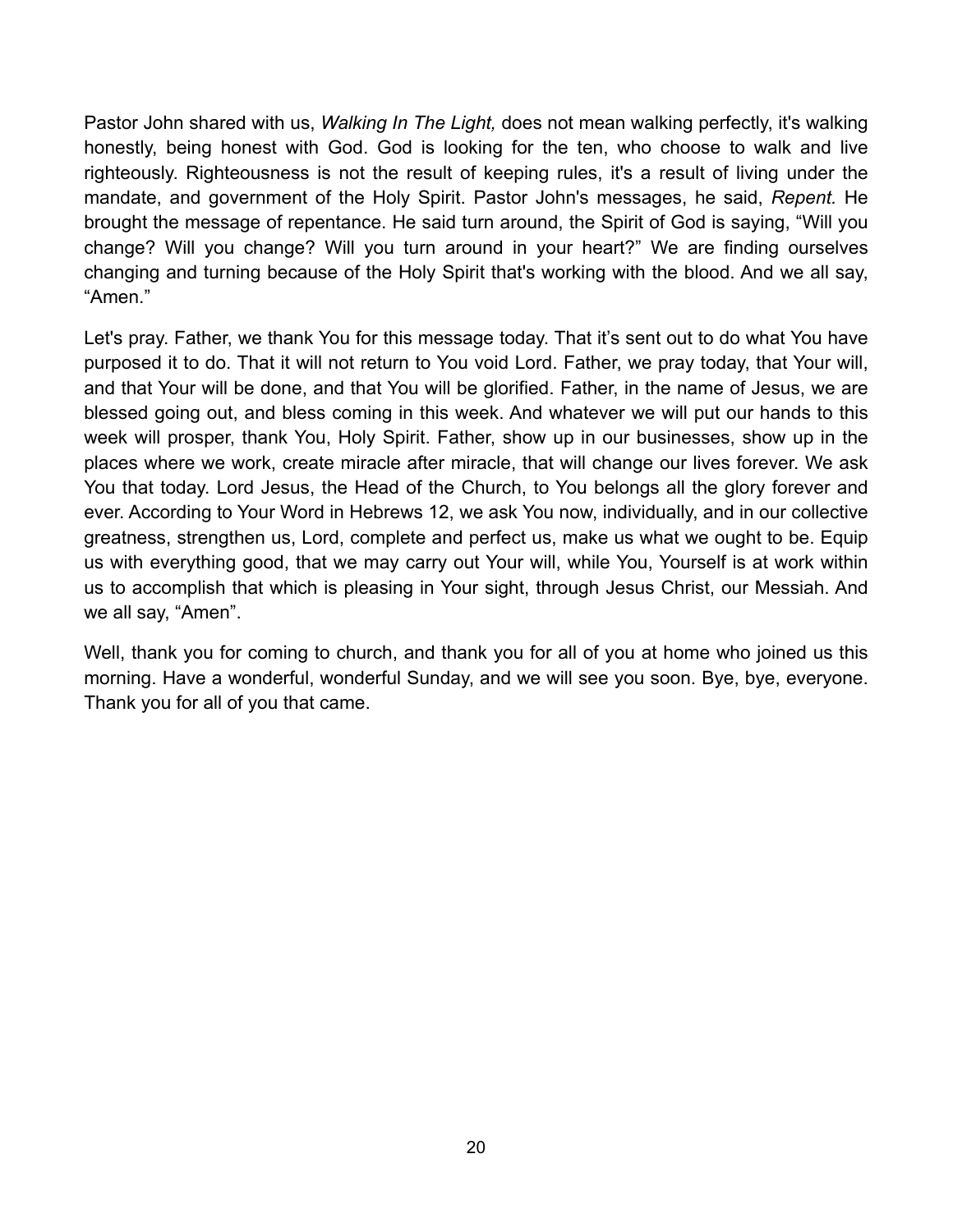Pastor John shared with us, *Walking In The Light,* does not mean walking perfectly, it's walking honestly, being honest with God. God is looking for the ten, who choose to walk and live righteously. Righteousness is not the result of keeping rules, it's a result of living under the mandate, and government of the Holy Spirit. Pastor John's messages, he said, *Repent.* He brought the message of repentance. He said turn around, the Spirit of God is saying, "Will you change? Will you change? Will you turn around in your heart?" We are finding ourselves changing and turning because of the Holy Spirit that's working with the blood. And we all say, "Amen."

Let's pray. Father, we thank You for this message today. That it's sent out to do what You have purposed it to do. That it will not return to You void Lord. Father, we pray today, that Your will, and that Your will be done, and that You will be glorified. Father, in the name of Jesus, we are blessed going out, and bless coming in this week. And whatever we will put our hands to this week will prosper, thank You, Holy Spirit. Father, show up in our businesses, show up in the places where we work, create miracle after miracle, that will change our lives forever. We ask You that today. Lord Jesus, the Head of the Church, to You belongs all the glory forever and ever. According to Your Word in Hebrews 12, we ask You now, individually, and in our collective greatness, strengthen us, Lord, complete and perfect us, make us what we ought to be. Equip us with everything good, that we may carry out Your will, while You, Yourself is at work within us to accomplish that which is pleasing in Your sight, through Jesus Christ, our Messiah. And we all say, "Amen".

Well, thank you for coming to church, and thank you for all of you at home who joined us this morning. Have a wonderful, wonderful Sunday, and we will see you soon. Bye, bye, everyone. Thank you for all of you that came.